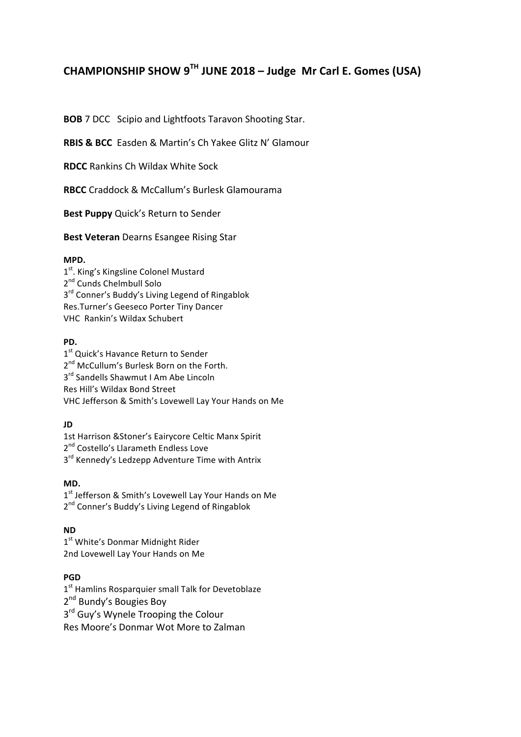# CHAMPIONSHIP SHOW 9TH JUNE 2018 – Judge Mr Carl E. Gomes (USA)

**BOB** 7 DCC Scipio and Lightfoots Taravon Shooting Star.

**RBIS & BCC** Easden & Martin's Ch Yakee Glitz N' Glamour

**RDCC** Rankins Ch Wildax White Sock

**RBCC** Craddock & McCallum's Burlesk Glamourama

**Best Puppy** Quick's Return to Sender

**Best Veteran** Dearns Esangee Rising Star

**MPD.**
1st. King's Kingsline Colonel Mustard
2nd Cunds Chelmbull Solo
3rd Conner's Buddy's Living Legend of Ringablok
Res.Turner's Geeseco Porter Tiny Dancer
VHC Rankin's Wildax Schubert

**PD.**
1st Quick's Havance Return to Sender
2nd McCullum's Burlesk Born on the Forth.
3rd Sandells Shawmut I Am Abe Lincoln
Res Hill's Wildax Bond Street
VHC Jefferson & Smith's Lovewell Lay Your Hands on Me

**JD**
1st Harrison &Stoner's Eairycore Celtic Manx Spirit
2nd Costello's Llarameth Endless Love
3rd Kennedy's Ledzepp Adventure Time with Antrix

**MD.**
1st Jefferson & Smith's Lovewell Lay Your Hands on Me
2nd Conner's Buddy's Living Legend of Ringablok

**ND**
1st White's Donmar Midnight Rider
2nd Lovewell Lay Your Hands on Me

**PGD**
1st Hamlins Rosparquier small Talk for Devetoblaze
2nd Bundy's Bougies Boy
3rd Guy's Wynele Trooping the Colour
Res Moore's Donmar Wot More to Zalman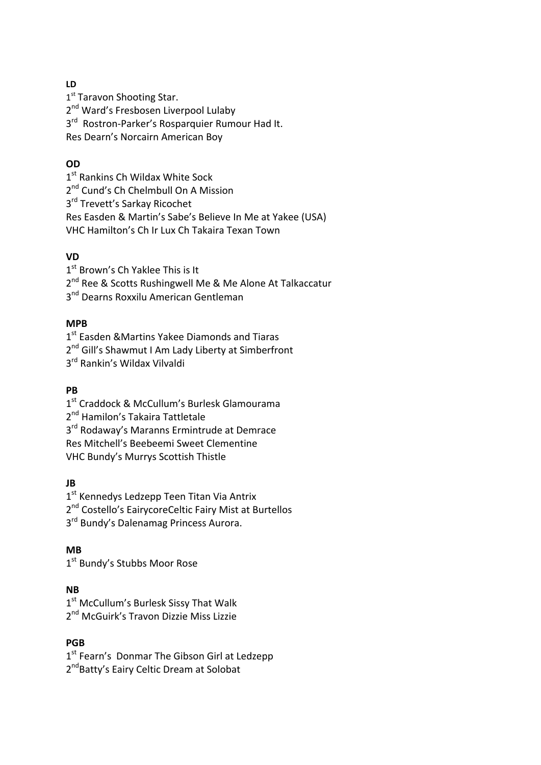**LD**

1[st] Taravon Shooting Star.
2[nd] Ward's Fresbosen Liverpool Lulaby
3[rd] Rostron-Parker's Rosparquier Rumour Had It.
Res Dearn's Norcairn American Boy

**OD**

1[st] Rankins Ch Wildax White Sock
2[nd] Cund's Ch Chelmbull On A Mission
3[rd] Trevett's Sarkay Ricochet
Res Easden & Martin's Sabe's Believe In Me at Yakee (USA)
VHC Hamilton's Ch Ir Lux Ch Takaira Texan Town

**VD**

1[st] Brown's Ch Yaklee This is It
2[nd] Ree & Scotts Rushingwell Me & Me Alone At Talkaccatur
3[nd] Dearns Roxxilu American Gentleman

**MPB**

1[st] Easden &Martins Yakee Diamonds and Tiaras
2[nd] Gill's Shawmut I Am Lady Liberty at Simberfront
3[rd] Rankin's Wildax Vilvaldi

**PB**

1[st] Craddock & McCullum's Burlesk Glamourama
2[nd] Hamilon's Takaira Tattletale
3[rd] Rodaway's Maranns Ermintrude at Demrace
Res Mitchell's Beebeemi Sweet Clementine
VHC Bundy's Murrys Scottish Thistle

**JB**

1[st] Kennedys Ledzepp Teen Titan Via Antrix
2[nd] Costello's EairycoreCeltic Fairy Mist at Burtellos
3[rd] Bundy's Dalenamag Princess Aurora.

**MB**

1[st] Bundy's Stubbs Moor Rose

**NB**

1[st] McCullum's Burlesk Sissy That Walk
2[nd] McGuirk's Travon Dizzie Miss Lizzie

**PGB**

1[st] Fearn's Donmar The Gibson Girl at Ledzepp
2[nd]Batty's Eairy Celtic Dream at Solobat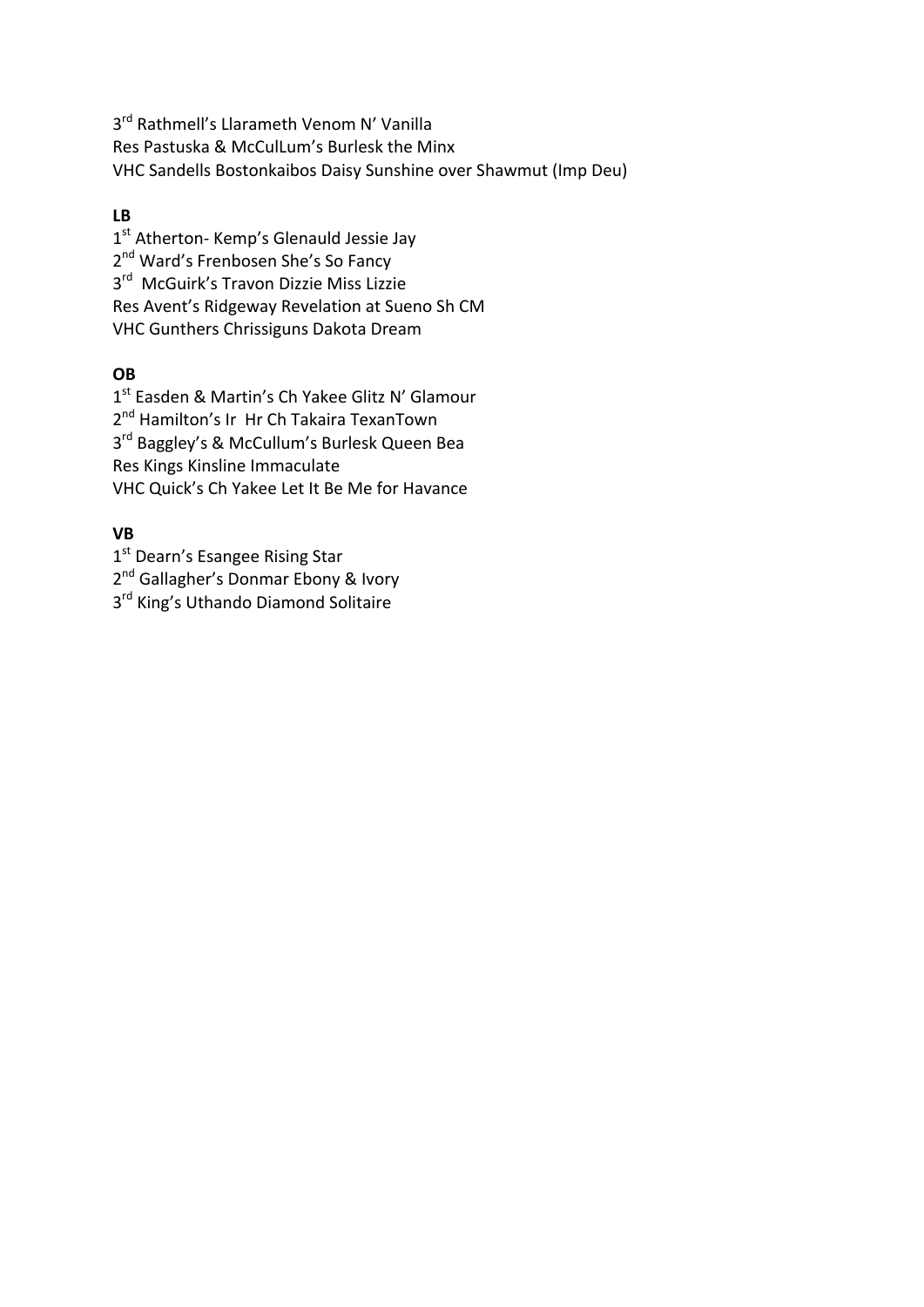3rd Rathmell's Llarameth Venom N' Vanilla
Res Pastuska & McCulLum's Burlesk the Minx
VHC Sandells Bostonkaibos Daisy Sunshine over Shawmut (Imp Deu)

**LB**

1st Atherton- Kemp's Glenauld Jessie Jay
2nd Ward's Frenbosen She's So Fancy
3rd McGuirk's Travon Dizzie Miss Lizzie
Res Avent's Ridgeway Revelation at Sueno Sh CM
VHC Gunthers Chrissiguns Dakota Dream

**OB**

1st Easden & Martin's Ch Yakee Glitz N' Glamour
2nd Hamilton's Ir Hr Ch Takaira TexanTown
3rd Baggley's & McCullum's Burlesk Queen Bea
Res Kings Kinsline Immaculate
VHC Quick's Ch Yakee Let It Be Me for Havance

**VB**

1st Dearn's Esangee Rising Star
2nd Gallagher's Donmar Ebony & Ivory
3rd King's Uthando Diamond Solitaire